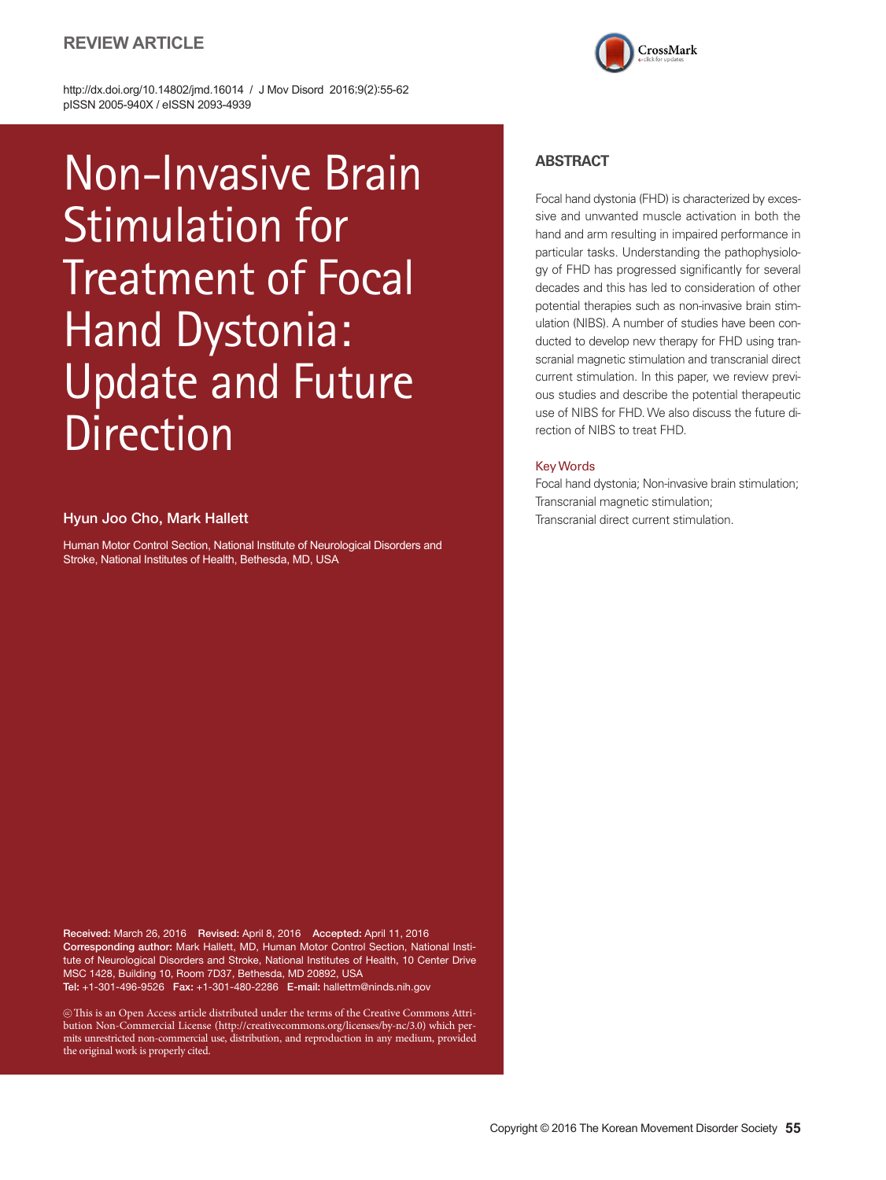REVIEW ARTICLE

http://dx.doi.org/10.14802/jmd.16014 / J Mov Disord 2016;9(2):55-62
pISSN 2005-940X / eISSN 2093-4939

# Non-Invasive Brain Stimulation for Treatment of Focal Hand Dystonia: Update and Future Direction

**Hyun Joo Cho, Mark Hallett**

Human Motor Control Section, National Institute of Neurological Disorders and Stroke, National Institutes of Health, Bethesda, MD, USA

## ABSTRACT

Focal hand dystonia (FHD) is characterized by excessive and unwanted muscle activation in both the hand and arm resulting in impaired performance in particular tasks. Understanding the pathophysiology of FHD has progressed significantly for several decades and this has led to consideration of other potential therapies such as non-invasive brain stimulation (NIBS). A number of studies have been conducted to develop new therapy for FHD using transcranial magnetic stimulation and transcranial direct current stimulation. In this paper, we review previous studies and describe the potential therapeutic use of NIBS for FHD. We also discuss the future direction of NIBS to treat FHD.

**Key Words**

Focal hand dystonia; Non-invasive brain stimulation; Transcranial magnetic stimulation; Transcranial direct current stimulation.

**Received:** March 26, 2016 **Revised:** April 8, 2016 **Accepted:** April 11, 2016
**Corresponding author:** Mark Hallett, MD, Human Motor Control Section, National Institute of Neurological Disorders and Stroke, National Institutes of Health, 10 Center Drive MSC 1428, Building 10, Room 7D37, Bethesda, MD 20892, USA
**Tel:** +1-301-496-9526 **Fax:** +1-301-480-2286 **E-mail:** hallettm@ninds.nih.gov

This is an Open Access article distributed under the terms of the Creative Commons Attribution Non-Commercial License (http://creativecommons.org/licenses/by-nc/3.0) which permits unrestricted non-commercial use, distribution, and reproduction in any medium, provided the original work is properly cited.

Copyright © 2016 The Korean Movement Disorder Society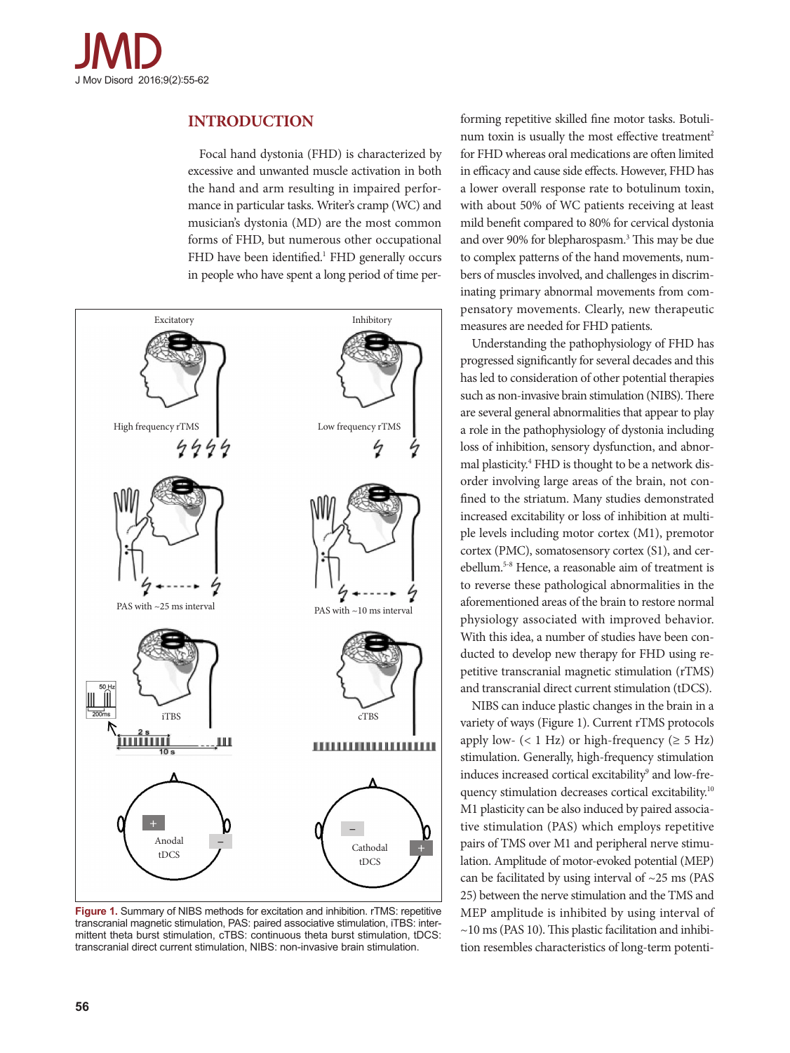## INTRODUCTION

Focal hand dystonia (FHD) is characterized by excessive and unwanted muscle activation in both the hand and arm resulting in impaired performance in particular tasks. Writer's cramp (WC) and musician's dystonia (MD) are the most common forms of FHD, but numerous other occupational FHD have been identified.[1] FHD generally occurs in people who have spent a long period of time performing repetitive skilled fine motor tasks. Botulinum toxin is usually the most effective treatment[2] for FHD whereas oral medications are often limited in efficacy and cause side effects. However, FHD has a lower overall response rate to botulinum toxin, with about 50% of WC patients receiving at least mild benefit compared to 80% for cervical dystonia and over 90% for blepharospasm.[3] This may be due to complex patterns of the hand movements, numbers of muscles involved, and challenges in discriminating primary abnormal movements from compensatory movements. Clearly, new therapeutic measures are needed for FHD patients.

Understanding the pathophysiology of FHD has progressed significantly for several decades and this has led to consideration of other potential therapies such as non-invasive brain stimulation (NIBS). There are several general abnormalities that appear to play a role in the pathophysiology of dystonia including loss of inhibition, sensory dysfunction, and abnormal plasticity.[4] FHD is thought to be a network disorder involving large areas of the brain, not confined to the striatum. Many studies demonstrated increased excitability or loss of inhibition at multiple levels including motor cortex (M1), premotor cortex (PMC), somatosensory cortex (S1), and cerebellum.[5-8] Hence, a reasonable aim of treatment is to reverse these pathological abnormalities in the aforementioned areas of the brain to restore normal physiology associated with improved behavior. With this idea, a number of studies have been conducted to develop new therapy for FHD using repetitive transcranial magnetic stimulation (rTMS) and transcranial direct current stimulation (tDCS).

NIBS can induce plastic changes in the brain in a variety of ways (Figure 1). Current rTMS protocols apply low- (< 1 Hz) or high-frequency (≥ 5 Hz) stimulation. Generally, high-frequency stimulation induces increased cortical excitability[9] and low-frequency stimulation decreases cortical excitability.[10] M1 plasticity can be also induced by paired associative stimulation (PAS) which employs repetitive pairs of TMS over M1 and peripheral nerve stimulation. Amplitude of motor-evoked potential (MEP) can be facilitated by using interval of ~25 ms (PAS 25) between the nerve stimulation and the TMS and MEP amplitude is inhibited by using interval of ~10 ms (PAS 10). This plastic facilitation and inhibition resembles characteristics of long-term potenti-

Figure 1. Summary of NIBS methods for excitation and inhibition. rTMS: repetitive transcranial magnetic stimulation, PAS: paired associative stimulation, iTBS: intermittent theta burst stimulation, cTBS: continuous theta burst stimulation, tDCS: transcranial direct current stimulation, NIBS: non-invasive brain stimulation.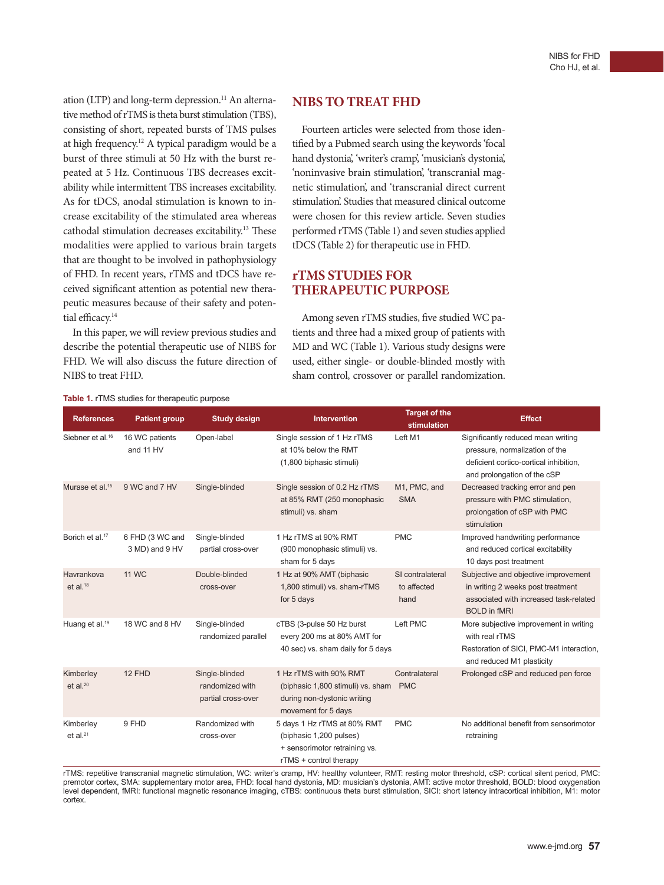ation (LTP) and long-term depression.[11] An alternative method of rTMS is theta burst stimulation (TBS), consisting of short, repeated bursts of TMS pulses at high frequency.[12] A typical paradigm would be a burst of three stimuli at 50 Hz with the burst repeated at 5 Hz. Continuous TBS decreases excitability while intermittent TBS increases excitability. As for tDCS, anodal stimulation is known to increase excitability of the stimulated area whereas cathodal stimulation decreases excitability.[13] These modalities were applied to various brain targets that are thought to be involved in pathophysiology of FHD. In recent years, rTMS and tDCS have received significant attention as potential new therapeutic measures because of their safety and potential efficacy.[14]

In this paper, we will review previous studies and describe the potential therapeutic use of NIBS for FHD. We will also discuss the future direction of NIBS to treat FHD.

## NIBS TO TREAT FHD

Fourteen articles were selected from those identified by a Pubmed search using the keywords 'focal hand dystonia,' 'writer's cramp,' 'musician's dystonia,' 'noninvasive brain stimulation,' 'transcranial magnetic stimulation,' and 'transcranial direct current stimulation.' Studies that measured clinical outcome were chosen for this review article. Seven studies performed rTMS (Table 1) and seven studies applied tDCS (Table 2) for therapeutic use in FHD.

## rTMS STUDIES FOR THERAPEUTIC PURPOSE

Among seven rTMS studies, five studied WC patients and three had a mixed group of patients with MD and WC (Table 1). Various study designs were used, either single- or double-blinded mostly with sham control, crossover or parallel randomization.

**Table 1.** rTMS studies for therapeutic purpose

| References | Patient group | Study design | Intervention | Target of the stimulation | Effect |
|---|---|---|---|---|---|
| Siebner et al.[16] | 16 WC patients and 11 HV | Open-label | Single session of 1 Hz rTMS at 10% below the RMT (1,800 biphasic stimuli) | Left M1 | Significantly reduced mean writing pressure, normalization of the deficient cortico-cortical inhibition, and prolongation of the cSP |
| Murase et al.[15] | 9 WC and 7 HV | Single-blinded | Single session of 0.2 Hz rTMS at 85% RMT (250 monophasic stimuli) vs. sham | M1, PMC, and SMA | Decreased tracking error and pen pressure with PMC stimulation, prolongation of cSP with PMC stimulation |
| Borich et al.[17] | 6 FHD (3 WC and 3 MD) and 9 HV | Single-blinded partial cross-over | 1 Hz rTMS at 90% RMT (900 monophasic stimuli) vs. sham for 5 days | PMC | Improved handwriting performance and reduced cortical excitability 10 days post treatment |
| Havrankova et al.[18] | 11 WC | Double-blinded cross-over | 1 Hz at 90% AMT (biphasic 1,800 stimuli) vs. sham-rTMS for 5 days | SI contralateral to affected hand | Subjective and objective improvement in writing 2 weeks post treatment associated with increased task-related BOLD in fMRI |
| Huang et al.[19] | 18 WC and 8 HV | Single-blinded randomized parallel | cTBS (3-pulse 50 Hz burst every 200 ms at 80% AMT for 40 sec) vs. sham daily for 5 days | Left PMC | More subjective improvement in writing with real rTMS<br>Restoration of SICI, PMC-M1 interaction, and reduced M1 plasticity |
| Kimberley et al.[20] | 12 FHD | Single-blinded randomized with partial cross-over | 1 Hz rTMS with 90% RMT (biphasic 1,800 stimuli) vs. sham during non-dystonic writing movement for 5 days | Contralateral PMC | Prolonged cSP and reduced pen force |
| Kimberley et al.[21] | 9 FHD | Randomized with cross-over | 5 days 1 Hz rTMS at 80% RMT (biphasic 1,200 pulses) + sensorimotor retraining vs. rTMS + control therapy | PMC | No additional benefit from sensorimotor retraining |

rTMS: repetitive transcranial magnetic stimulation, WC: writer's cramp, HV: healthy volunteer, RMT: resting motor threshold, cSP: cortical silent period, PMC: premotor cortex, SMA: supplementary motor area, FHD: focal hand dystonia, MD: musician's dystonia, AMT: active motor threshold, BOLD: blood oxygenation level dependent, fMRI: functional magnetic resonance imaging, cTBS: continuous theta burst stimulation, SICI: short latency intracortical inhibition, M1: motor cortex.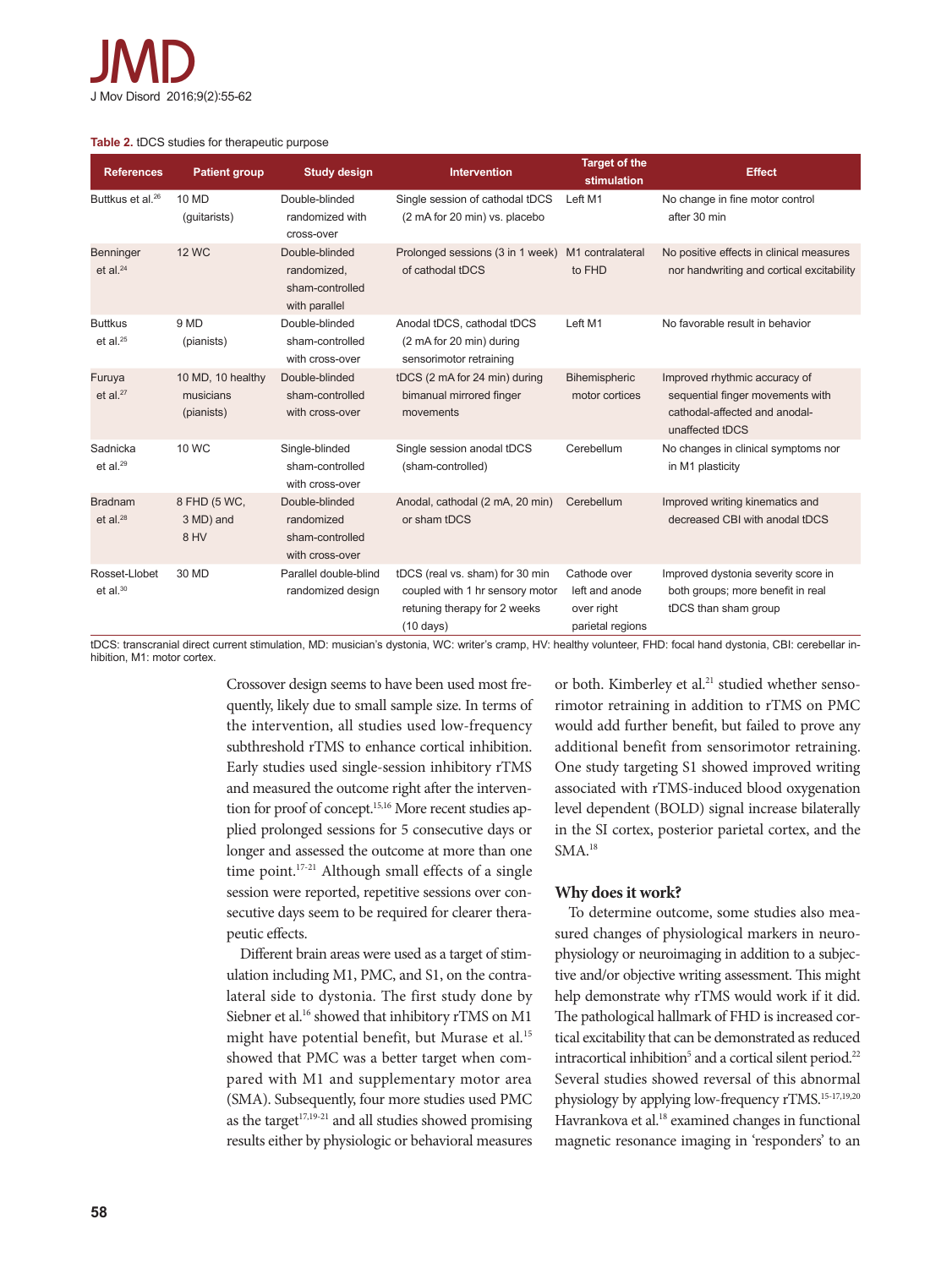**Table 2.** tDCS studies for therapeutic purpose

| References | Patient group | Study design | Intervention | Target of the stimulation | Effect |
|---|---|---|---|---|---|
| Buttkus et al.[26] | 10 MD (guitarists) | Double-blinded randomized with cross-over | Single session of cathodal tDCS (2 mA for 20 min) vs. placebo | Left M1 | No change in fine motor control after 30 min |
| Benninger et al.[24] | 12 WC | Double-blinded randomized, sham-controlled with parallel | Prolonged sessions (3 in 1 week) of cathodal tDCS | M1 contralateral to FHD | No positive effects in clinical measures nor handwriting and cortical excitability |
| Buttkus et al.[25] | 9 MD (pianists) | Double-blinded sham-controlled with cross-over | Anodal tDCS, cathodal tDCS (2 mA for 20 min) during sensorimotor retraining | Left M1 | No favorable result in behavior |
| Furuya et al.[27] | 10 MD, 10 healthy musicians (pianists) | Double-blinded sham-controlled with cross-over | tDCS (2 mA for 24 min) during bimanual mirrored finger movements | Bihemispheric motor cortices | Improved rhythmic accuracy of sequential finger movements with cathodal-affected and anodal-unaffected tDCS |
| Sadnicka et al.[29] | 10 WC | Single-blinded sham-controlled with cross-over | Single session anodal tDCS (sham-controlled) | Cerebellum | No changes in clinical symptoms nor in M1 plasticity |
| Bradnam et al.[28] | 8 FHD (5 WC, 3 MD) and 8 HV | Double-blinded randomized sham-controlled with cross-over | Anodal, cathodal (2 mA, 20 min) or sham tDCS | Cerebellum | Improved writing kinematics and decreased CBI with anodal tDCS |
| Rosset-Llobet et al.[30] | 30 MD | Parallel double-blind randomized design | tDCS (real vs. sham) for 30 min coupled with 1 hr sensory motor retuning therapy for 2 weeks (10 days) | Cathode over left and anode over right parietal regions | Improved dystonia severity score in both groups; more benefit in real tDCS than sham group |

tDCS: transcranial direct current stimulation, MD: musician's dystonia, WC: writer's cramp, HV: healthy volunteer, FHD: focal hand dystonia, CBI: cerebellar inhibition, M1: motor cortex.

Crossover design seems to have been used most frequently, likely due to small sample size. In terms of the intervention, all studies used low-frequency subthreshold rTMS to enhance cortical inhibition. Early studies used single-session inhibitory rTMS and measured the outcome right after the intervention for proof of concept.[15,16] More recent studies applied prolonged sessions for 5 consecutive days or longer and assessed the outcome at more than one time point.[17-21] Although small effects of a single session were reported, repetitive sessions over consecutive days seem to be required for clearer therapeutic effects.

Different brain areas were used as a target of stimulation including M1, PMC, and S1, on the contralateral side to dystonia. The first study done by Siebner et al.[16] showed that inhibitory rTMS on M1 might have potential benefit, but Murase et al.[15] showed that PMC was a better target when compared with M1 and supplementary motor area (SMA). Subsequently, four more studies used PMC as the target[17,19-21] and all studies showed promising results either by physiologic or behavioral measures or both. Kimberley et al.[21] studied whether sensorimotor retraining in addition to rTMS on PMC would add further benefit, but failed to prove any additional benefit from sensorimotor retraining. One study targeting S1 showed improved writing associated with rTMS-induced blood oxygenation level dependent (BOLD) signal increase bilaterally in the SI cortex, posterior parietal cortex, and the SMA.[18]

## Why does it work?

To determine outcome, some studies also measured changes of physiological markers in neurophysiology or neuroimaging in addition to a subjective and/or objective writing assessment. This might help demonstrate why rTMS would work if it did. The pathological hallmark of FHD is increased cortical excitability that can be demonstrated as reduced intracortical inhibition[5] and a cortical silent period.[22] Several studies showed reversal of this abnormal physiology by applying low-frequency rTMS.[15-17,19,20] Havrankova et al.[18] examined changes in functional magnetic resonance imaging in 'responders' to an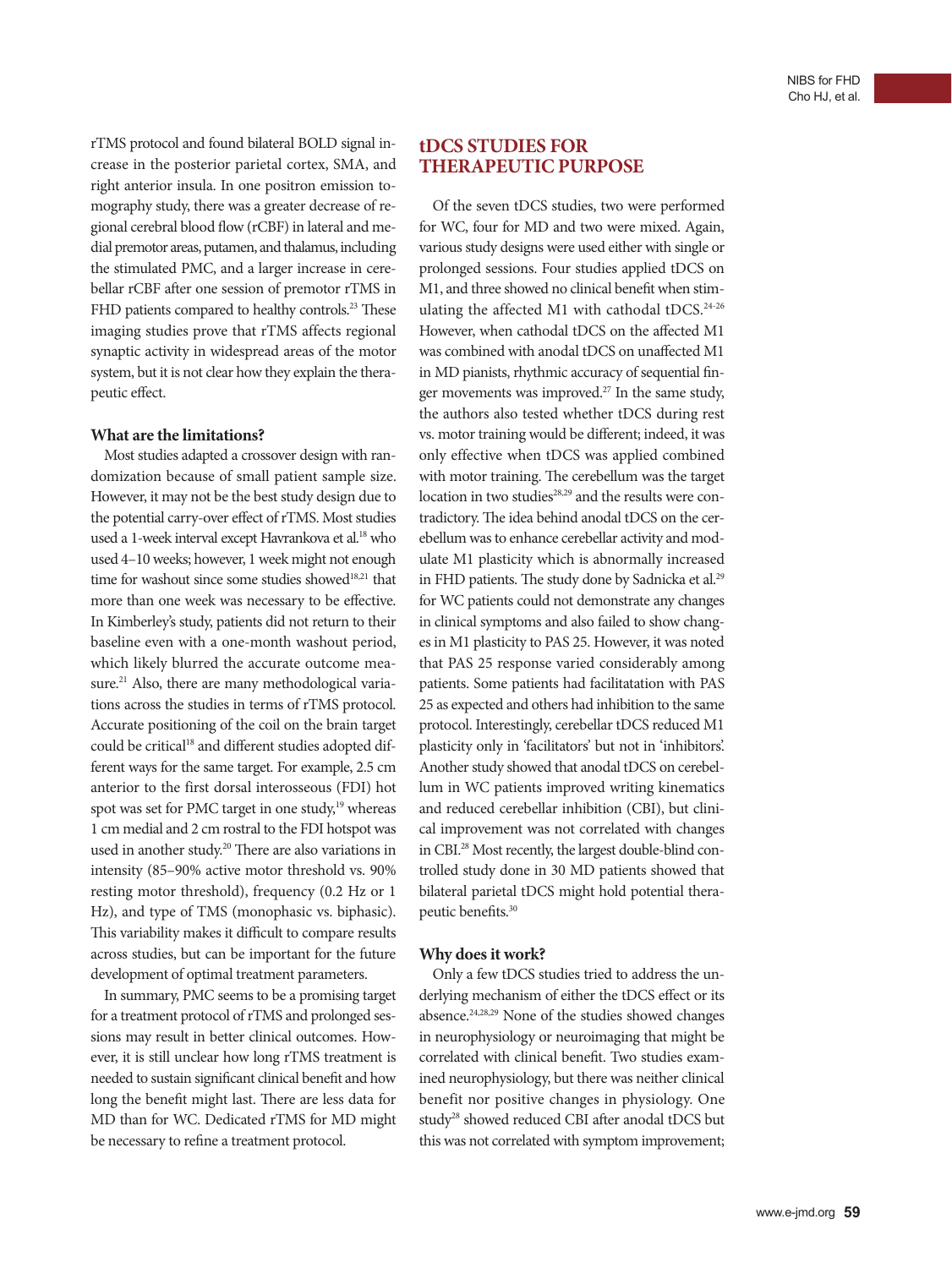rTMS protocol and found bilateral BOLD signal increase in the posterior parietal cortex, SMA, and right anterior insula. In one positron emission tomography study, there was a greater decrease of regional cerebral blood flow (rCBF) in lateral and medial premotor areas, putamen, and thalamus, including the stimulated PMC, and a larger increase in cerebellar rCBF after one session of premotor rTMS in FHD patients compared to healthy controls.[23] These imaging studies prove that rTMS affects regional synaptic activity in widespread areas of the motor system, but it is not clear how they explain the therapeutic effect.

### What are the limitations?

Most studies adapted a crossover design with randomization because of small patient sample size. However, it may not be the best study design due to the potential carry-over effect of rTMS. Most studies used a 1-week interval except Havrankova et al.[18] who used 4–10 weeks; however, 1 week might not enough time for washout since some studies showed[18,21] that more than one week was necessary to be effective. In Kimberley's study, patients did not return to their baseline even with a one-month washout period, which likely blurred the accurate outcome measure.[21] Also, there are many methodological variations across the studies in terms of rTMS protocol. Accurate positioning of the coil on the brain target could be critical[18] and different studies adopted different ways for the same target. For example, 2.5 cm anterior to the first dorsal interosseous (FDI) hot spot was set for PMC target in one study,[19] whereas 1 cm medial and 2 cm rostral to the FDI hotspot was used in another study.[20] There are also variations in intensity (85–90% active motor threshold vs. 90% resting motor threshold), frequency (0.2 Hz or 1 Hz), and type of TMS (monophasic vs. biphasic). This variability makes it difficult to compare results across studies, but can be important for the future development of optimal treatment parameters.

In summary, PMC seems to be a promising target for a treatment protocol of rTMS and prolonged sessions may result in better clinical outcomes. However, it is still unclear how long rTMS treatment is needed to sustain significant clinical benefit and how long the benefit might last. There are less data for MD than for WC. Dedicated rTMS for MD might be necessary to refine a treatment protocol.

## tDCS STUDIES FOR THERAPEUTIC PURPOSE

Of the seven tDCS studies, two were performed for WC, four for MD and two were mixed. Again, various study designs were used either with single or prolonged sessions. Four studies applied tDCS on M1, and three showed no clinical benefit when stimulating the affected M1 with cathodal tDCS.[24-26] However, when cathodal tDCS on the affected M1 was combined with anodal tDCS on unaffected M1 in MD pianists, rhythmic accuracy of sequential finger movements was improved.[27] In the same study, the authors also tested whether tDCS during rest vs. motor training would be different; indeed, it was only effective when tDCS was applied combined with motor training. The cerebellum was the target location in two studies[28,29] and the results were contradictory. The idea behind anodal tDCS on the cerebellum was to enhance cerebellar activity and modulate M1 plasticity which is abnormally increased in FHD patients. The study done by Sadnicka et al.[29] for WC patients could not demonstrate any changes in clinical symptoms and also failed to show changes in M1 plasticity to PAS 25. However, it was noted that PAS 25 response varied considerably among patients. Some patients had facilitatation with PAS 25 as expected and others had inhibition to the same protocol. Interestingly, cerebellar tDCS reduced M1 plasticity only in 'facilitators' but not in 'inhibitors'. Another study showed that anodal tDCS on cerebellum in WC patients improved writing kinematics and reduced cerebellar inhibition (CBI), but clinical improvement was not correlated with changes in CBI.[28] Most recently, the largest double-blind controlled study done in 30 MD patients showed that bilateral parietal tDCS might hold potential therapeutic benefits.[30]

### Why does it work?

Only a few tDCS studies tried to address the underlying mechanism of either the tDCS effect or its absence.[24,28,29] None of the studies showed changes in neurophysiology or neuroimaging that might be correlated with clinical benefit. Two studies examined neurophysiology, but there was neither clinical benefit nor positive changes in physiology. One study[28] showed reduced CBI after anodal tDCS but this was not correlated with symptom improvement;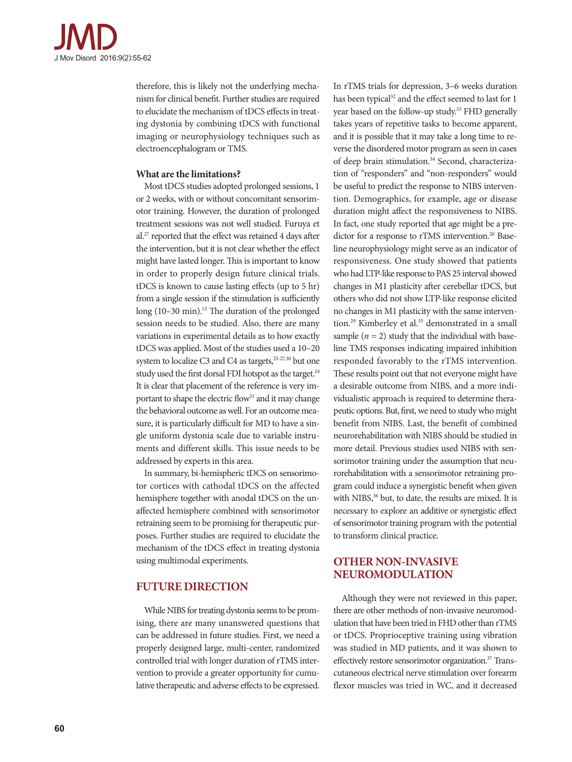therefore, this is likely not the underlying mechanism for clinical benefit. Further studies are required to elucidate the mechanism of tDCS effects in treating dystonia by combining tDCS with functional imaging or neurophysiology techniques such as electroencephalogram or TMS.

### What are the limitations?

Most tDCS studies adopted prolonged sessions, 1 or 2 weeks, with or without concomitant sensorimotor training. However, the duration of prolonged treatment sessions was not well studied. Furuya et al.[27] reported that the effect was retained 4 days after the intervention, but it is not clear whether the effect might have lasted longer. This is important to know in order to properly design future clinical trials. tDCS is known to cause lasting effects (up to 5 hr) from a single session if the stimulation is sufficiently long (10–30 min).[13] The duration of the prolonged session needs to be studied. Also, there are many variations in experimental details as to how exactly tDCS was applied. Most of the studies used a 10–20 system to localize C3 and C4 as targets,[25-27,30] but one study used the first dorsal FDI hotspot as the target.[24] It is clear that placement of the reference is very important to shape the electric flow[31] and it may change the behavioral outcome as well. For an outcome measure, it is particularly difficult for MD to have a single uniform dystonia scale due to variable instruments and different skills. This issue needs to be addressed by experts in this area.

In summary, bi-hemispheric tDCS on sensorimotor cortices with cathodal tDCS on the affected hemisphere together with anodal tDCS on the unaffected hemisphere combined with sensorimotor retraining seem to be promising for therapeutic purposes. Further studies are required to elucidate the mechanism of the tDCS effect in treating dystonia using multimodal experiments.

## FUTURE DIRECTION

While NIBS for treating dystonia seems to be promising, there are many unanswered questions that can be addressed in future studies. First, we need a properly designed large, multi-center, randomized controlled trial with longer duration of rTMS intervention to provide a greater opportunity for cumulative therapeutic and adverse effects to be expressed. In rTMS trials for depression, 3–6 weeks duration has been typical[32] and the effect seemed to last for 1 year based on the follow-up study.[33] FHD generally takes years of repetitive tasks to become apparent, and it is possible that it may take a long time to reverse the disordered motor program as seen in cases of deep brain stimulation.[34] Second, characterization of "responders" and "non-responders" would be useful to predict the response to NIBS intervention. Demographics, for example, age or disease duration might affect the responsiveness to NIBS. In fact, one study reported that age might be a predictor for a response to rTMS intervention.[20] Baseline neurophysiology might serve as an indicator of responsiveness. One study showed that patients who had LTP-like response to PAS 25 interval showed changes in M1 plasticity after cerebellar tDCS, but others who did not show LTP-like response elicited no changes in M1 plasticity with the same intervention.[29] Kimberley et al.[35] demonstrated in a small sample ($n$ = 2) study that the individual with baseline TMS responses indicating impaired inhibition responded favorably to the rTMS intervention. These results point out that not everyone might have a desirable outcome from NIBS, and a more individualistic approach is required to determine therapeutic options. But, first, we need to study who might benefit from NIBS. Last, the benefit of combined neurorehabilitation with NIBS should be studied in more detail. Previous studies used NIBS with sensorimotor training under the assumption that neurorehabilitation with a sensorimotor retraining program could induce a synergistic benefit when given with NIBS,[36] but, to date, the results are mixed. It is necessary to explore an additive or synergistic effect of sensorimotor training program with the potential to transform clinical practice.

## OTHER NON-INVASIVE NEUROMODULATION

Although they were not reviewed in this paper, there are other methods of non-invasive neuromodulation that have been tried in FHD other than rTMS or tDCS. Proprioceptive training using vibration was studied in MD patients, and it was shown to effectively restore sensorimotor organization.[37] Transcutaneous electrical nerve stimulation over forearm flexor muscles was tried in WC, and it decreased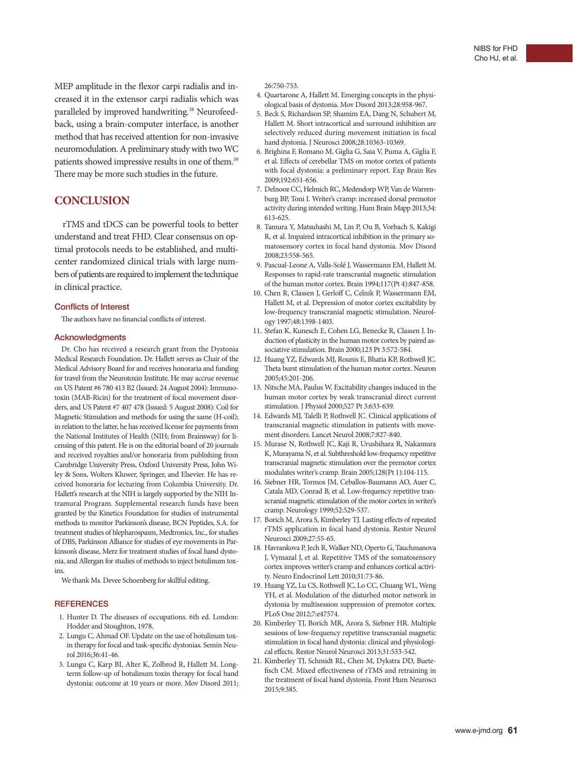MEP amplitude in the flexor carpi radialis and increased it in the extensor carpi radialis which was paralleled by improved handwriting.[38] Neurofeedback, using a brain-computer interface, is another method that has received attention for non-invasive neuromodulation. A preliminary study with two WC patients showed impressive results in one of them.[39] There may be more such studies in the future.

## CONCLUSION

rTMS and tDCS can be powerful tools to better understand and treat FHD. Clear consensus on optimal protocols needs to be established, and multicenter randomized clinical trials with large numbers of patients are required to implement the technique in clinical practice.

### Conflicts of Interest

The authors have no financial conflicts of interest.

### Acknowledgments

Dr. Cho has received a research grant from the Dystonia Medical Research Foundation. Dr. Hallett serves as Chair of the Medical Advisory Board for and receives honoraria and funding for travel from the Neurotoxin Institute. He may accrue revenue on US Patent #6 780 413 B2 (Issued: 24 August 2004): Immunotoxin (MAB-Ricin) for the treatment of focal movement disorders, and US Patent #7 407 478 (Issued: 5 August 2008): Coil for Magnetic Stimulation and methods for using the same (H-coil); in relation to the latter, he has received license fee payments from the National Institutes of Health (NIH; from Brainsway) for licensing of this patent. He is on the editorial board of 20 journals and received royalties and/or honoraria from publishing from Cambridge University Press, Oxford University Press, John Wiley & Sons, Wolters Kluwer, Springer, and Elsevier. He has received honoraria for lecturing from Columbia University. Dr. Hallett's research at the NIH is largely supported by the NIH Intramural Program. Supplemental research funds have been granted by the Kinetics Foundation for studies of instrumental methods to monitor Parkinson's disease, BCN Peptides, S.A. for treatment studies of blepharospasm, Medtronics, Inc., for studies of DBS, Parkinson Alliance for studies of eye movements in Parkinson's disease, Merz for treatment studies of focal hand dystonia, and Allergan for studies of methods to inject botulinum toxins.

We thank Ms. Devee Schoenberg for skillful editing.

### REFERENCES

1. Hunter D. The diseases of occupations. 6th ed. London: Hodder and Stoughton, 1978.
2. Lungu C, Ahmad OF. Update on the use of botulinum toxin therapy for focal and task-specific dystonias. Semin Neurol 2016;36:41-46.
3. Lungu C, Karp BI, Alter K, Zolbrod R, Hallett M. Long-term follow-up of botulinum toxin therapy for focal hand dystonia: outcome at 10 years or more. Mov Disord 2011; 26:750-753.
4. Quartarone A, Hallett M. Emerging concepts in the physiological basis of dystonia. Mov Disord 2013;28:958-967.
5. Beck S, Richardson SP, Shamim EA, Dang N, Schubert M, Hallett M. Short intracortical and surround inhibition are selectively reduced during movement initiation in focal hand dystonia. J Neurosci 2008;28:10363-10369.
6. Brighina F, Romano M, Giglia G, Saia V, Puma A, Giglia F, et al. Effects of cerebellar TMS on motor cortex of patients with focal dystonia: a preliminary report. Exp Brain Res 2009;192:651-656.
7. Delnooz CC, Helmich RC, Medendorp WP, Van de Warrenburg BP, Toni I. Writer's cramp: increased dorsal premotor activity during intended writing. Hum Brain Mapp 2013;34: 613-625.
8. Tamura Y, Matsuhashi M, Lin P, Ou B, Vorbach S, Kakigi R, et al. Impaired intracortical inhibition in the primary somatosensory cortex in focal hand dystonia. Mov Disord 2008;23:558-565.
9. Pascual-Leone A, Valls-Solé J, Wassermann EM, Hallett M. Responses to rapid-rate transcranial magnetic stimulation of the human motor cortex. Brain 1994;117(Pt 4):847-858.
10. Chen R, Classen J, Gerloff C, Celnik P, Wassermann EM, Hallett M, et al. Depression of motor cortex excitability by low-frequency transcranial magnetic stimulation. Neurology 1997;48:1398-1403.
11. Stefan K, Kunesch E, Cohen LG, Benecke R, Classen J. Induction of plasticity in the human motor cortex by paired associative stimulation. Brain 2000;123 Pt 3:572-584.
12. Huang YZ, Edwards MJ, Rounis E, Bhatia KP, Rothwell JC. Theta burst stimulation of the human motor cortex. Neuron 2005;45:201-206.
13. Nitsche MA, Paulus W. Excitability changes induced in the human motor cortex by weak transcranial direct current stimulation. J Physiol 2000;527 Pt 3:633-639.
14. Edwards MJ, Talelli P, Rothwell JC. Clinical applications of transcranial magnetic stimulation in patients with movement disorders. Lancet Neurol 2008;7:827-840.
15. Murase N, Rothwell JC, Kaji R, Urushihara R, Nakamura K, Murayama N, et al. Subthreshold low-frequency repetitive transcranial magnetic stimulation over the premotor cortex modulates writer's cramp. Brain 2005;128(Pt 1):104-115.
16. Siebner HR, Tormos JM, Ceballos-Baumann AO, Auer C, Catala MD, Conrad B, et al. Low-frequency repetitive transcranial magnetic stimulation of the motor cortex in writer's cramp. Neurology 1999;52:529-537.
17. Borich M, Arora S, Kimberley TJ. Lasting effects of repeated rTMS application in focal hand dystonia. Restor Neurol Neurosci 2009;27:55-65.
18. Havrankova P, Jech R, Walker ND, Operto G, Tauchmanova J, Vymazal J, et al. Repetitive TMS of the somatosensory cortex improves writer's cramp and enhances cortical activity. Neuro Endocrinol Lett 2010;31:73-86.
19. Huang YZ, Lu CS, Rothwell JC, Lo CC, Chuang WL, Weng YH, et al. Modulation of the disturbed motor network in dystonia by multisession suppression of premotor cortex. PLoS One 2012;7:e47574.
20. Kimberley TJ, Borich MR, Arora S, Siebner HR. Multiple sessions of low-frequency repetitive transcranial magnetic stimulation in focal hand dystonia: clinical and physiological effects. Restor Neurol Neurosci 2013;31:533-542.
21. Kimberley TJ, Schmidt RL, Chen M, Dykstra DD, Buetefisch CM. Mixed effectiveness of rTMS and retraining in the treatment of focal hand dystonia. Front Hum Neurosci 2015;9:385.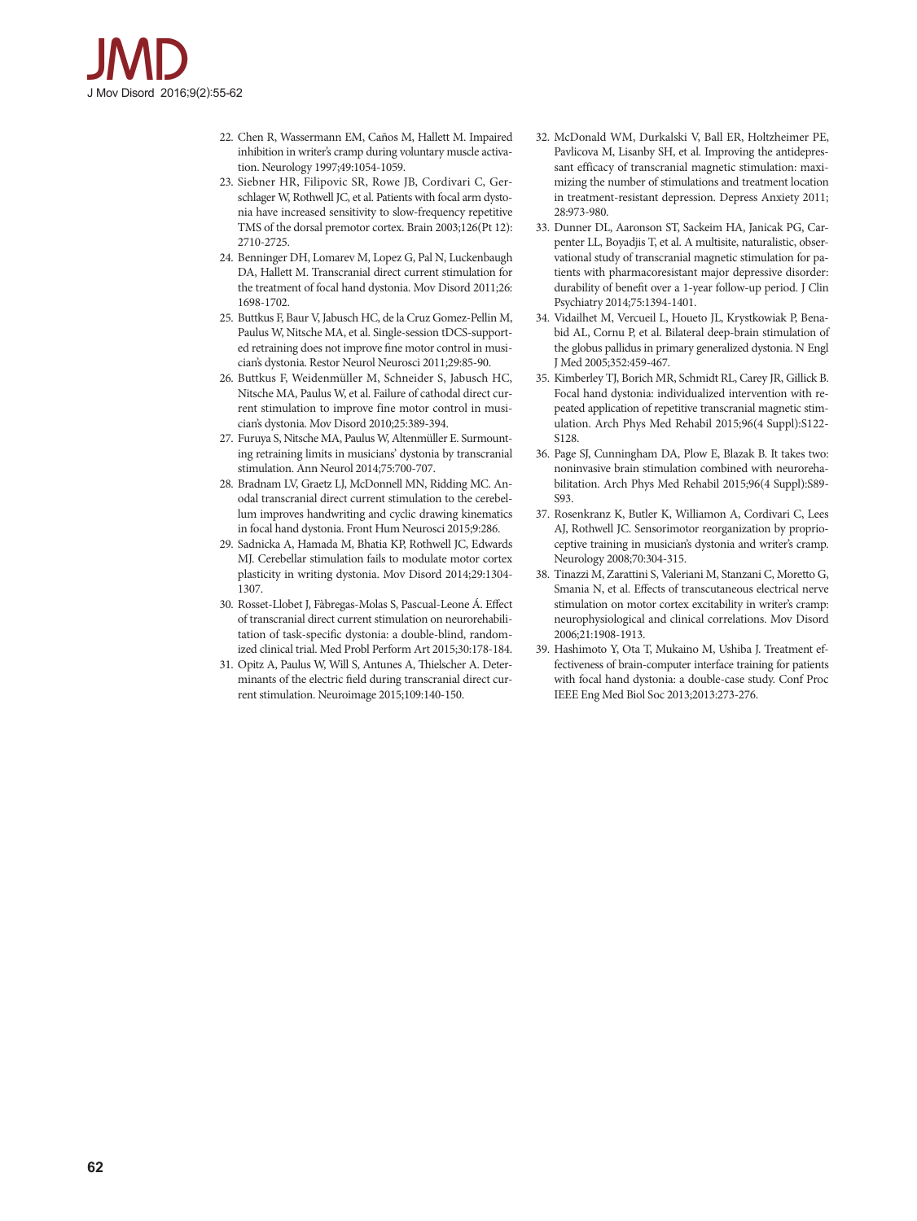22. Chen R, Wassermann EM, Caños M, Hallett M. Impaired inhibition in writer's cramp during voluntary muscle activation. Neurology 1997;49:1054-1059.
23. Siebner HR, Filipovic SR, Rowe JB, Cordivari C, Gerschlager W, Rothwell JC, et al. Patients with focal arm dystonia have increased sensitivity to slow-frequency repetitive TMS of the dorsal premotor cortex. Brain 2003;126(Pt 12): 2710-2725.
24. Benninger DH, Lomarev M, Lopez G, Pal N, Luckenbaugh DA, Hallett M. Transcranial direct current stimulation for the treatment of focal hand dystonia. Mov Disord 2011;26: 1698-1702.
25. Buttkus F, Baur V, Jabusch HC, de la Cruz Gomez-Pellin M, Paulus W, Nitsche MA, et al. Single-session tDCS-supported retraining does not improve fine motor control in musician's dystonia. Restor Neurol Neurosci 2011;29:85-90.
26. Buttkus F, Weidenmüller M, Schneider S, Jabusch HC, Nitsche MA, Paulus W, et al. Failure of cathodal direct current stimulation to improve fine motor control in musician's dystonia. Mov Disord 2010;25:389-394.
27. Furuya S, Nitsche MA, Paulus W, Altenmüller E. Surmounting retraining limits in musicians' dystonia by transcranial stimulation. Ann Neurol 2014;75:700-707.
28. Bradnam LV, Graetz LJ, McDonnell MN, Ridding MC. Anodal transcranial direct current stimulation to the cerebellum improves handwriting and cyclic drawing kinematics in focal hand dystonia. Front Hum Neurosci 2015;9:286.
29. Sadnicka A, Hamada M, Bhatia KP, Rothwell JC, Edwards MJ. Cerebellar stimulation fails to modulate motor cortex plasticity in writing dystonia. Mov Disord 2014;29:1304-1307.
30. Rosset-Llobet J, Fàbregas-Molas S, Pascual-Leone Á. Effect of transcranial direct current stimulation on neurorehabilitation of task-specific dystonia: a double-blind, randomized clinical trial. Med Probl Perform Art 2015;30:178-184.
31. Opitz A, Paulus W, Will S, Antunes A, Thielscher A. Determinants of the electric field during transcranial direct current stimulation. Neuroimage 2015;109:140-150.
32. McDonald WM, Durkalski V, Ball ER, Holtzheimer PE, Pavlicova M, Lisanby SH, et al. Improving the antidepressant efficacy of transcranial magnetic stimulation: maximizing the number of stimulations and treatment location in treatment-resistant depression. Depress Anxiety 2011; 28:973-980.
33. Dunner DL, Aaronson ST, Sackeim HA, Janicak PG, Carpenter LL, Boyadjis T, et al. A multisite, naturalistic, observational study of transcranial magnetic stimulation for patients with pharmacoresistant major depressive disorder: durability of benefit over a 1-year follow-up period. J Clin Psychiatry 2014;75:1394-1401.
34. Vidailhet M, Vercueil L, Houeto JL, Krystkowiak P, Benabid AL, Cornu P, et al. Bilateral deep-brain stimulation of the globus pallidus in primary generalized dystonia. N Engl J Med 2005;352:459-467.
35. Kimberley TJ, Borich MR, Schmidt RL, Carey JR, Gillick B. Focal hand dystonia: individualized intervention with repeated application of repetitive transcranial magnetic stimulation. Arch Phys Med Rehabil 2015;96(4 Suppl):S122-S128.
36. Page SJ, Cunningham DA, Plow E, Blazak B. It takes two: noninvasive brain stimulation combined with neurorehabilitation. Arch Phys Med Rehabil 2015;96(4 Suppl):S89-S93.
37. Rosenkranz K, Butler K, Williamon A, Cordivari C, Lees AJ, Rothwell JC. Sensorimotor reorganization by proprioceptive training in musician's dystonia and writer's cramp. Neurology 2008;70:304-315.
38. Tinazzi M, Zarattini S, Valeriani M, Stanzani C, Moretto G, Smania N, et al. Effects of transcutaneous electrical nerve stimulation on motor cortex excitability in writer's cramp: neurophysiological and clinical correlations. Mov Disord 2006;21:1908-1913.
39. Hashimoto Y, Ota T, Mukaino M, Ushiba J. Treatment effectiveness of brain-computer interface training for patients with focal hand dystonia: a double-case study. Conf Proc IEEE Eng Med Biol Soc 2013;2013:273-276.